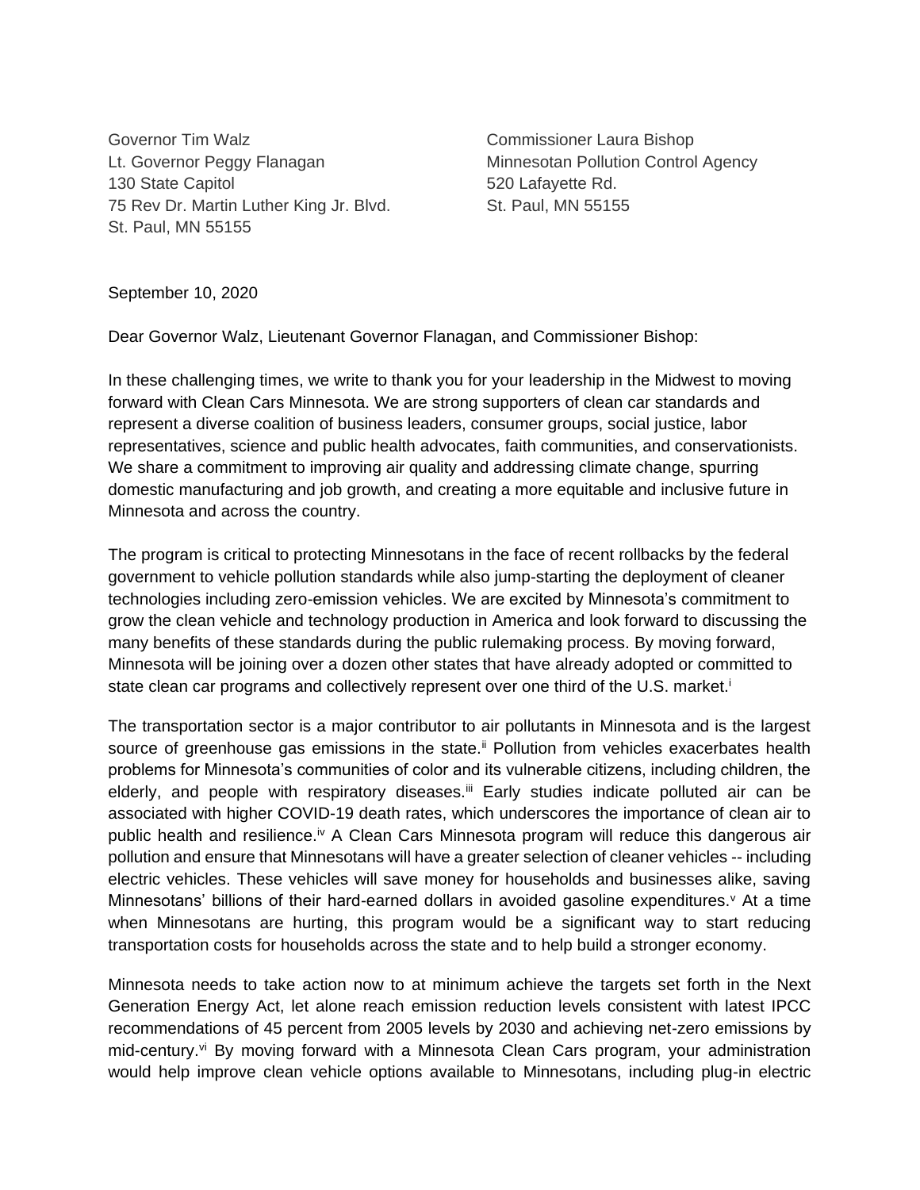Governor Tim Walz
Lt. Governor Peggy Flanagan
130 State Capitol
75 Rev Dr. Martin Luther King Jr. Blvd.
St. Paul, MN 55155

Commissioner Laura Bishop
Minnesotan Pollution Control Agency
520 Lafayette Rd.
St. Paul, MN 55155

September 10, 2020

Dear Governor Walz, Lieutenant Governor Flanagan, and Commissioner Bishop:

In these challenging times, we write to thank you for your leadership in the Midwest to moving forward with Clean Cars Minnesota. We are strong supporters of clean car standards and represent a diverse coalition of business leaders, consumer groups, social justice, labor representatives, science and public health advocates, faith communities, and conservationists. We share a commitment to improving air quality and addressing climate change, spurring domestic manufacturing and job growth, and creating a more equitable and inclusive future in Minnesota and across the country.

The program is critical to protecting Minnesotans in the face of recent rollbacks by the federal government to vehicle pollution standards while also jump-starting the deployment of cleaner technologies including zero-emission vehicles. We are excited by Minnesota's commitment to grow the clean vehicle and technology production in America and look forward to discussing the many benefits of these standards during the public rulemaking process. By moving forward, Minnesota will be joining over a dozen other states that have already adopted or committed to state clean car programs and collectively represent over one third of the U.S. market.[i]

The transportation sector is a major contributor to air pollutants in Minnesota and is the largest source of greenhouse gas emissions in the state.[ii] Pollution from vehicles exacerbates health problems for Minnesota's communities of color and its vulnerable citizens, including children, the elderly, and people with respiratory diseases.[iii] Early studies indicate polluted air can be associated with higher COVID-19 death rates, which underscores the importance of clean air to public health and resilience.[iv] A Clean Cars Minnesota program will reduce this dangerous air pollution and ensure that Minnesotans will have a greater selection of cleaner vehicles -- including electric vehicles. These vehicles will save money for households and businesses alike, saving Minnesotans' billions of their hard-earned dollars in avoided gasoline expenditures.[v] At a time when Minnesotans are hurting, this program would be a significant way to start reducing transportation costs for households across the state and to help build a stronger economy.

Minnesota needs to take action now to at minimum achieve the targets set forth in the Next Generation Energy Act, let alone reach emission reduction levels consistent with latest IPCC recommendations of 45 percent from 2005 levels by 2030 and achieving net-zero emissions by mid-century.[vi] By moving forward with a Minnesota Clean Cars program, your administration would help improve clean vehicle options available to Minnesotans, including plug-in electric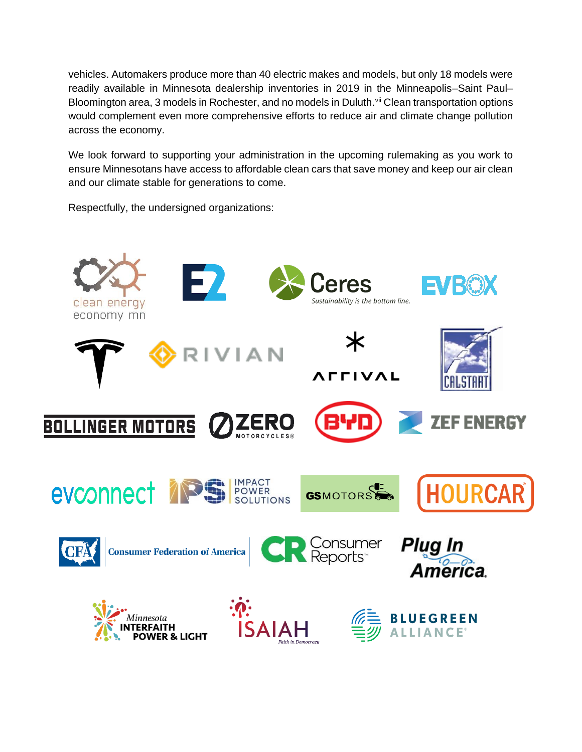vehicles. Automakers produce more than 40 electric makes and models, but only 18 models were readily available in Minnesota dealership inventories in 2019 in the Minneapolis–Saint Paul–Bloomington area, 3 models in Rochester, and no models in Duluth.[vii] Clean transportation options would complement even more comprehensive efforts to reduce air and climate change pollution across the economy.

We look forward to supporting your administration in the upcoming rulemaking as you work to ensure Minnesotans have access to affordable clean cars that save money and keep our air clean and our climate stable for generations to come.

Respectfully, the undersigned organizations:

clean energy economy mn

E2

Ceres
*Sustainability is the bottom line.*

EVBOX

Tesla

RIVIAN

ARRIVAL

CALSTART

BOLLINGER MOTORS

ZERO MOTORCYCLES

BYD

ZEF ENERGY

evconnect

IPS IMPACT POWER SOLUTIONS

GSMOTORS

HOURCAR

CFA Consumer Federation of America

CR Consumer Reports

Plug In America

Minnesota INTERFAITH POWER & LIGHT

ISAIAH
*Faith in Democracy*

BLUEGREEN ALLIANCE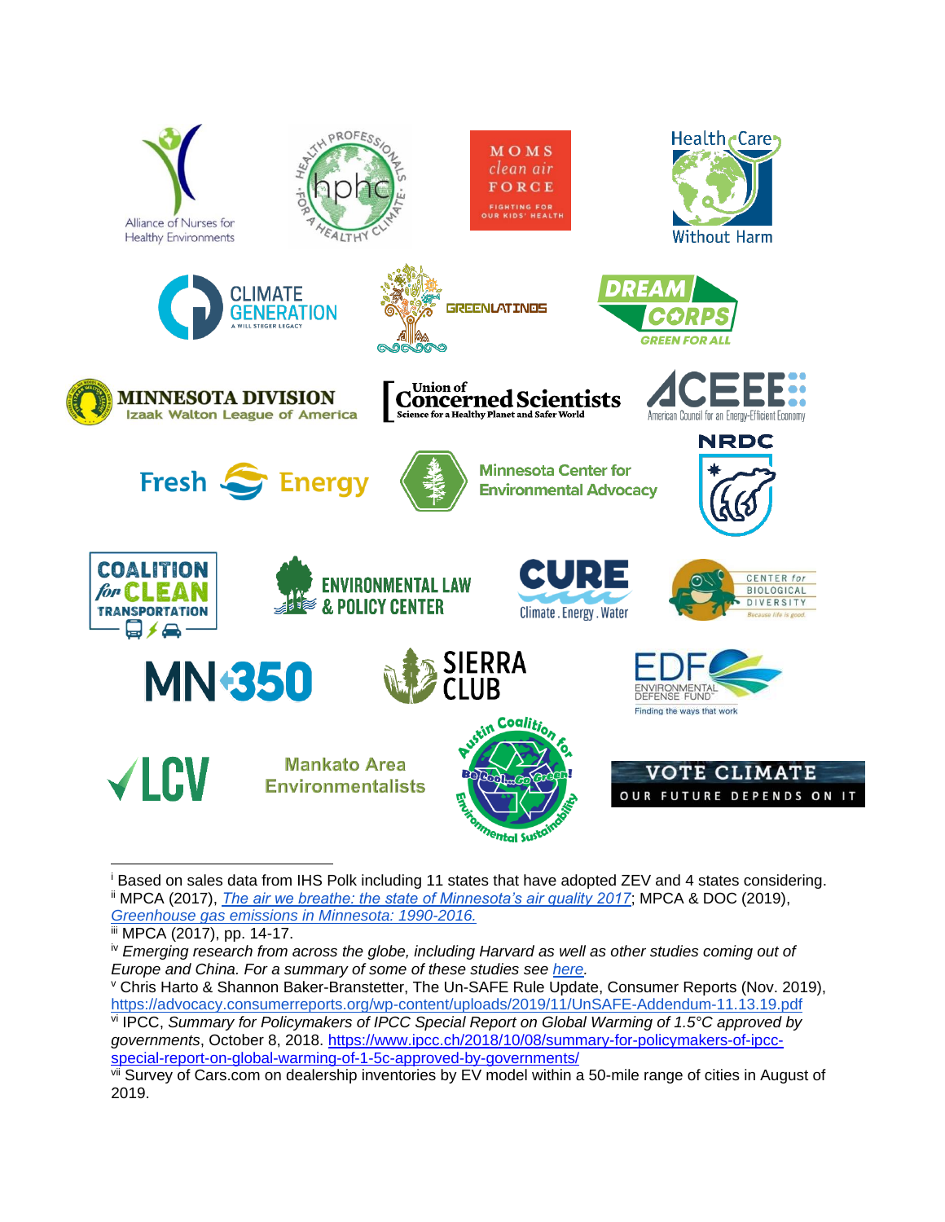Alliance of Nurses for Healthy Environments

Health Professionals for a Healthy Climate (hphc)

MOMS clean air FORCE — FIGHTING FOR OUR KIDS' HEALTH

Health Care Without Harm

CLIMATE GENERATION — A WILL STEGER LEGACY

GREENLATINOS

DREAM CORPS — GREEN FOR ALL

MINNESOTA DIVISION Izaak Walton League of America

Union of Concerned Scientists — Science for a Healthy Planet and Safer World

ACEEE — American Council for an Energy-Efficient Economy

NRDC

Fresh Energy

Minnesota Center for Environmental Advocacy

COALITION for CLEAN TRANSPORTATION

ENVIRONMENTAL LAW & POLICY CENTER

CURE — Climate . Energy . Water

CENTER for BIOLOGICAL DIVERSITY — Because life is good.

MN350

SIERRA CLUB

EDF ENVIRONMENTAL DEFENSE FUND — Finding the ways that work

LCV

Mankato Area Environmentalists

Austin Coalition for Environmental Sustainability — Be Cool...Go Green!

VOTE CLIMATE — OUR FUTURE DEPENDS ON IT

---

[i] Based on sales data from IHS Polk including 11 states that have adopted ZEV and 4 states considering.

[ii] MPCA (2017), *The air we breathe: the state of Minnesota's air quality 2017*; MPCA & DOC (2019), *Greenhouse gas emissions in Minnesota: 1990-2016.*

[iii] MPCA (2017), pp. 14-17.

[iv] *Emerging research from across the globe, including Harvard as well as other studies coming out of Europe and China. For a summary of some of these studies see here.*

[v] Chris Harto & Shannon Baker-Branstetter, The Un-SAFE Rule Update, Consumer Reports (Nov. 2019), https://advocacy.consumerreports.org/wp-content/uploads/2019/11/UnSAFE-Addendum-11.13.19.pdf

[vi] IPCC, *Summary for Policymakers of IPCC Special Report on Global Warming of 1.5°C approved by governments*, October 8, 2018. https://www.ipcc.ch/2018/10/08/summary-for-policymakers-of-ipcc-special-report-on-global-warming-of-1-5c-approved-by-governments/

[vii] Survey of Cars.com on dealership inventories by EV model within a 50-mile range of cities in August of 2019.